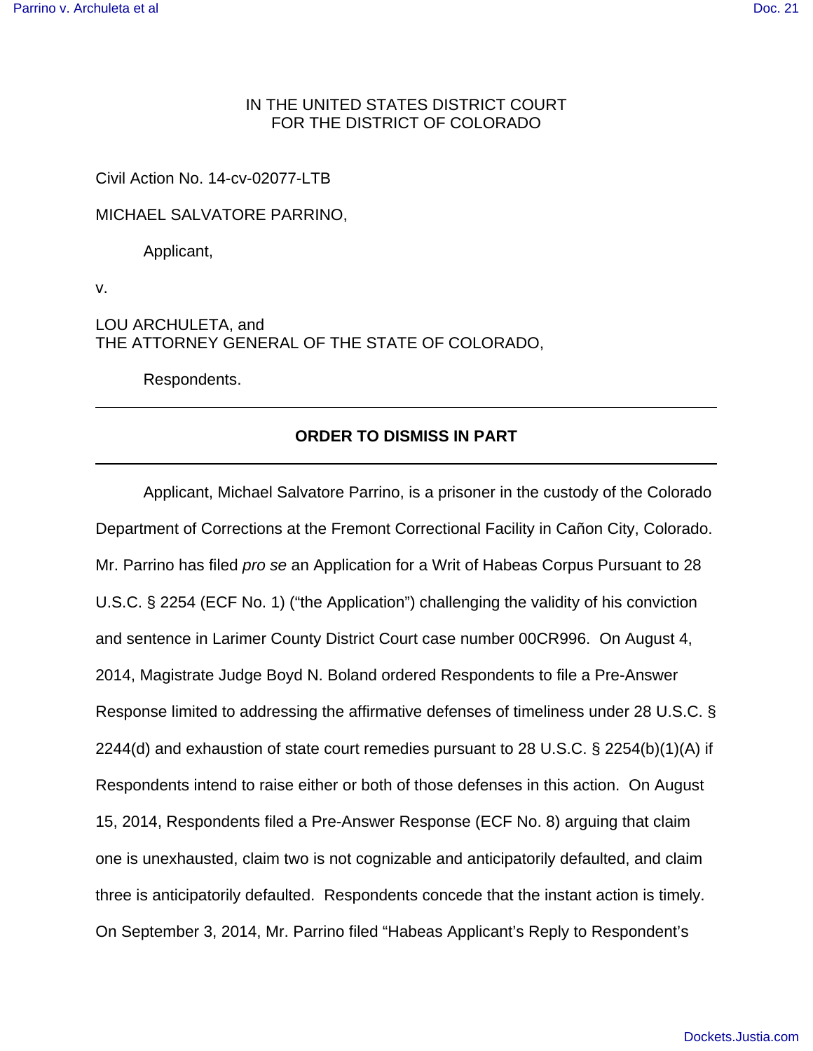IN THE UNITED STATES DISTRICT COURT
FOR THE DISTRICT OF COLORADO

Civil Action No. 14-cv-02077-LTB

MICHAEL SALVATORE PARRINO,

Applicant,

v.

LOU ARCHULETA, and
THE ATTORNEY GENERAL OF THE STATE OF COLORADO,

Respondents.

---

**ORDER TO DISMISS IN PART**

---

Applicant, Michael Salvatore Parrino, is a prisoner in the custody of the Colorado Department of Corrections at the Fremont Correctional Facility in Cañon City, Colorado. Mr. Parrino has filed *pro se* an Application for a Writ of Habeas Corpus Pursuant to 28 U.S.C. § 2254 (ECF No. 1) ("the Application") challenging the validity of his conviction and sentence in Larimer County District Court case number 00CR996. On August 4, 2014, Magistrate Judge Boyd N. Boland ordered Respondents to file a Pre-Answer Response limited to addressing the affirmative defenses of timeliness under 28 U.S.C. § 2244(d) and exhaustion of state court remedies pursuant to 28 U.S.C. § 2254(b)(1)(A) if Respondents intend to raise either or both of those defenses in this action. On August 15, 2014, Respondents filed a Pre-Answer Response (ECF No. 8) arguing that claim one is unexhausted, claim two is not cognizable and anticipatorily defaulted, and claim three is anticipatorily defaulted. Respondents concede that the instant action is timely. On September 3, 2014, Mr. Parrino filed "Habeas Applicant's Reply to Respondent's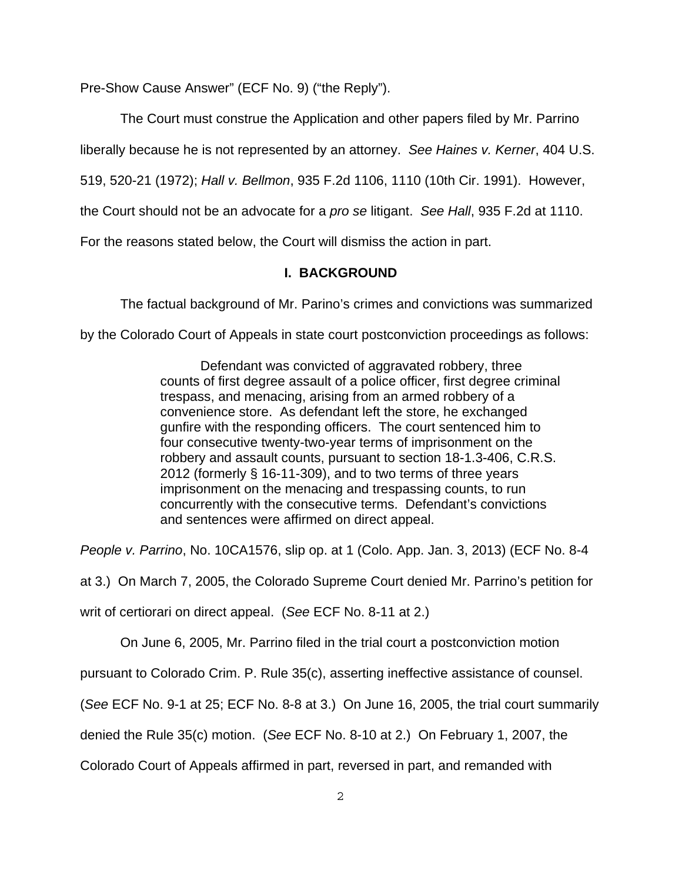Pre-Show Cause Answer" (ECF No. 9) ("the Reply").

The Court must construe the Application and other papers filed by Mr. Parrino liberally because he is not represented by an attorney. *See Haines v. Kerner*, 404 U.S. 519, 520-21 (1972); *Hall v. Bellmon*, 935 F.2d 1106, 1110 (10th Cir. 1991). However, the Court should not be an advocate for a *pro se* litigant. *See Hall*, 935 F.2d at 1110. For the reasons stated below, the Court will dismiss the action in part.

## I. BACKGROUND

The factual background of Mr. Parino's crimes and convictions was summarized by the Colorado Court of Appeals in state court postconviction proceedings as follows:

> Defendant was convicted of aggravated robbery, three counts of first degree assault of a police officer, first degree criminal trespass, and menacing, arising from an armed robbery of a convenience store. As defendant left the store, he exchanged gunfire with the responding officers. The court sentenced him to four consecutive twenty-two-year terms of imprisonment on the robbery and assault counts, pursuant to section 18-1.3-406, C.R.S. 2012 (formerly § 16-11-309), and to two terms of three years imprisonment on the menacing and trespassing counts, to run concurrently with the consecutive terms. Defendant's convictions and sentences were affirmed on direct appeal.

*People v. Parrino*, No. 10CA1576, slip op. at 1 (Colo. App. Jan. 3, 2013) (ECF No. 8-4 at 3.) On March 7, 2005, the Colorado Supreme Court denied Mr. Parrino's petition for writ of certiorari on direct appeal. (*See* ECF No. 8-11 at 2.)

On June 6, 2005, Mr. Parrino filed in the trial court a postconviction motion pursuant to Colorado Crim. P. Rule 35(c), asserting ineffective assistance of counsel. (*See* ECF No. 9-1 at 25; ECF No. 8-8 at 3.) On June 16, 2005, the trial court summarily denied the Rule 35(c) motion. (*See* ECF No. 8-10 at 2.) On February 1, 2007, the Colorado Court of Appeals affirmed in part, reversed in part, and remanded with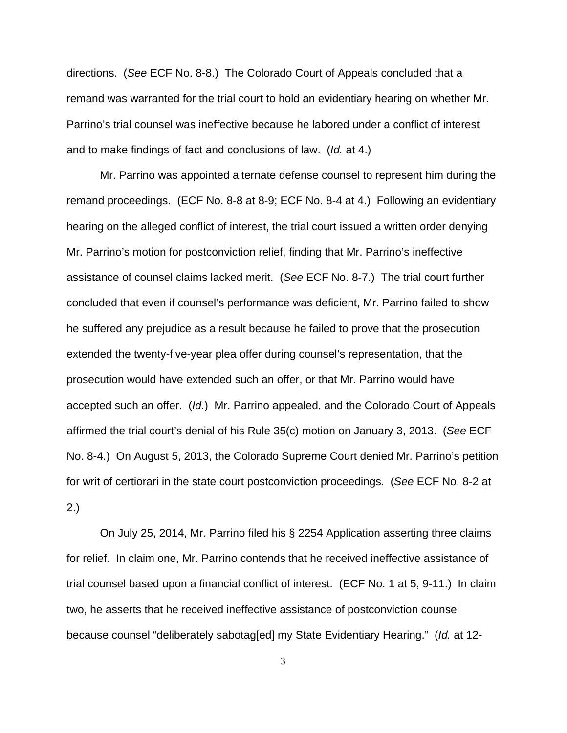directions. (*See* ECF No. 8-8.) The Colorado Court of Appeals concluded that a remand was warranted for the trial court to hold an evidentiary hearing on whether Mr. Parrino's trial counsel was ineffective because he labored under a conflict of interest and to make findings of fact and conclusions of law. (*Id.* at 4.)

Mr. Parrino was appointed alternate defense counsel to represent him during the remand proceedings. (ECF No. 8-8 at 8-9; ECF No. 8-4 at 4.) Following an evidentiary hearing on the alleged conflict of interest, the trial court issued a written order denying Mr. Parrino's motion for postconviction relief, finding that Mr. Parrino's ineffective assistance of counsel claims lacked merit. (*See* ECF No. 8-7.) The trial court further concluded that even if counsel's performance was deficient, Mr. Parrino failed to show he suffered any prejudice as a result because he failed to prove that the prosecution extended the twenty-five-year plea offer during counsel's representation, that the prosecution would have extended such an offer, or that Mr. Parrino would have accepted such an offer. (*Id.*) Mr. Parrino appealed, and the Colorado Court of Appeals affirmed the trial court's denial of his Rule 35(c) motion on January 3, 2013. (*See* ECF No. 8-4.) On August 5, 2013, the Colorado Supreme Court denied Mr. Parrino's petition for writ of certiorari in the state court postconviction proceedings. (*See* ECF No. 8-2 at 2.)

On July 25, 2014, Mr. Parrino filed his § 2254 Application asserting three claims for relief. In claim one, Mr. Parrino contends that he received ineffective assistance of trial counsel based upon a financial conflict of interest. (ECF No. 1 at 5, 9-11.) In claim two, he asserts that he received ineffective assistance of postconviction counsel because counsel "deliberately sabotag[ed] my State Evidentiary Hearing." (*Id.* at 12-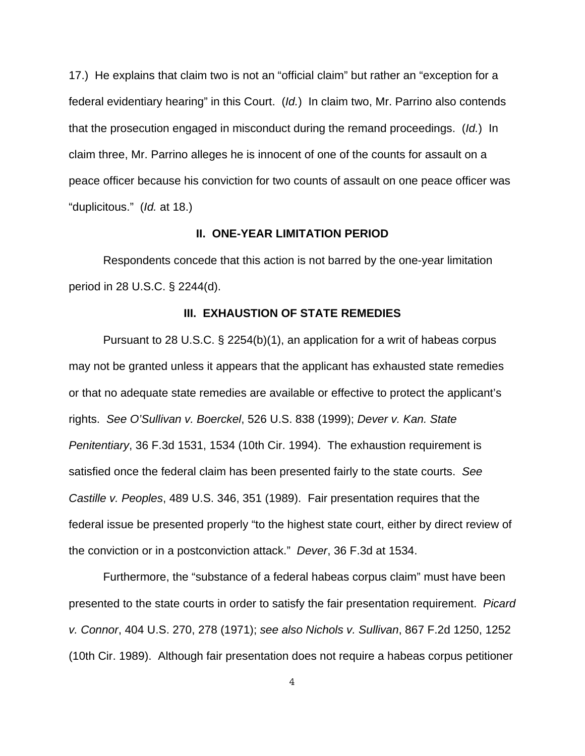17.) He explains that claim two is not an "official claim" but rather an "exception for a federal evidentiary hearing" in this Court. (*Id.*) In claim two, Mr. Parrino also contends that the prosecution engaged in misconduct during the remand proceedings. (*Id.*) In claim three, Mr. Parrino alleges he is innocent of one of the counts for assault on a peace officer because his conviction for two counts of assault on one peace officer was "duplicitous." (*Id.* at 18.)

## II. ONE-YEAR LIMITATION PERIOD

Respondents concede that this action is not barred by the one-year limitation period in 28 U.S.C. § 2244(d).

## III. EXHAUSTION OF STATE REMEDIES

Pursuant to 28 U.S.C. § 2254(b)(1), an application for a writ of habeas corpus may not be granted unless it appears that the applicant has exhausted state remedies or that no adequate state remedies are available or effective to protect the applicant's rights. *See O'Sullivan v. Boerckel*, 526 U.S. 838 (1999); *Dever v. Kan. State Penitentiary*, 36 F.3d 1531, 1534 (10th Cir. 1994). The exhaustion requirement is satisfied once the federal claim has been presented fairly to the state courts. *See Castille v. Peoples*, 489 U.S. 346, 351 (1989). Fair presentation requires that the federal issue be presented properly "to the highest state court, either by direct review of the conviction or in a postconviction attack." *Dever*, 36 F.3d at 1534.

Furthermore, the "substance of a federal habeas corpus claim" must have been presented to the state courts in order to satisfy the fair presentation requirement. *Picard v. Connor*, 404 U.S. 270, 278 (1971); *see also Nichols v. Sullivan*, 867 F.2d 1250, 1252 (10th Cir. 1989). Although fair presentation does not require a habeas corpus petitioner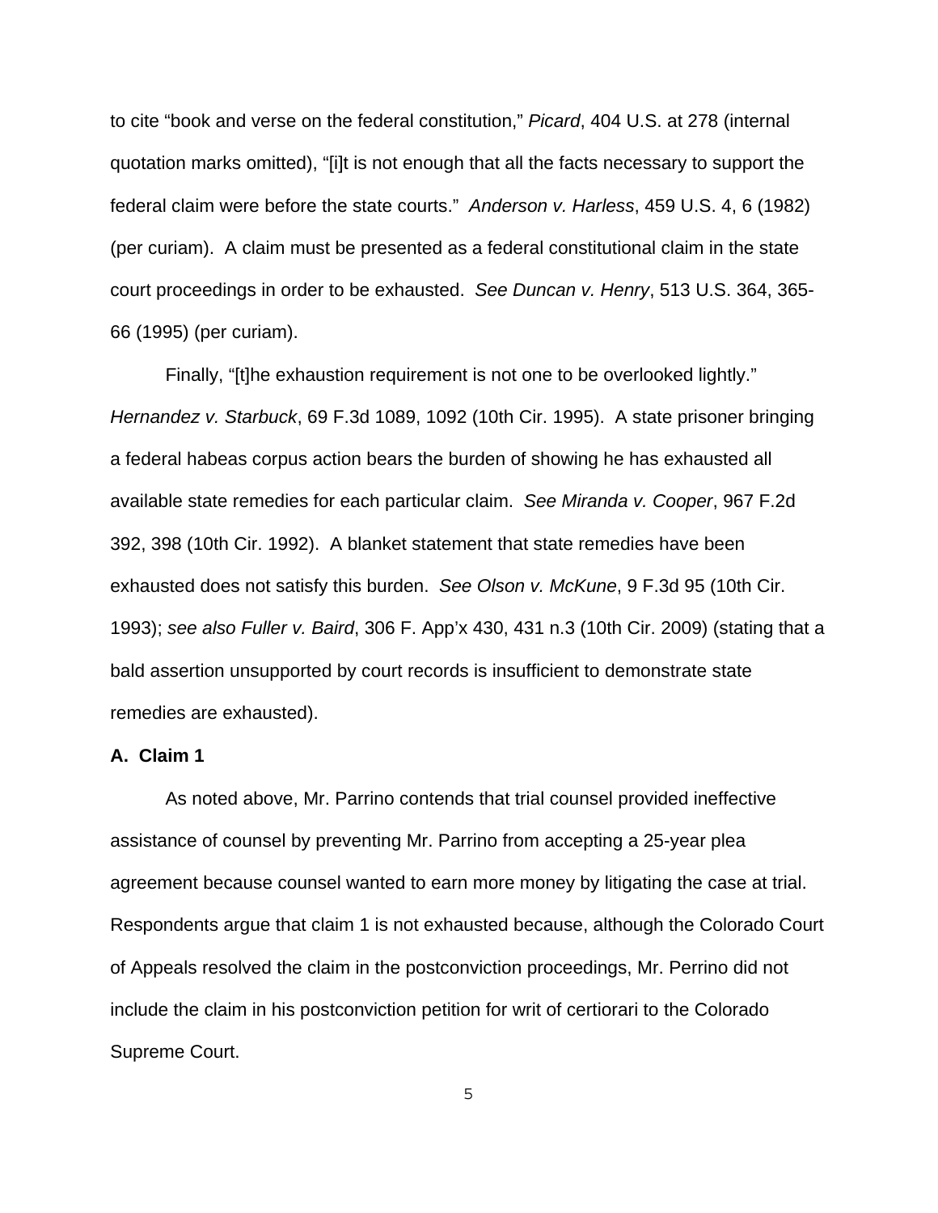to cite "book and verse on the federal constitution," *Picard*, 404 U.S. at 278 (internal quotation marks omitted), "[i]t is not enough that all the facts necessary to support the federal claim were before the state courts." *Anderson v. Harless*, 459 U.S. 4, 6 (1982) (per curiam). A claim must be presented as a federal constitutional claim in the state court proceedings in order to be exhausted. *See Duncan v. Henry*, 513 U.S. 364, 365-66 (1995) (per curiam).

Finally, "[t]he exhaustion requirement is not one to be overlooked lightly." *Hernandez v. Starbuck*, 69 F.3d 1089, 1092 (10th Cir. 1995). A state prisoner bringing a federal habeas corpus action bears the burden of showing he has exhausted all available state remedies for each particular claim. *See Miranda v. Cooper*, 967 F.2d 392, 398 (10th Cir. 1992). A blanket statement that state remedies have been exhausted does not satisfy this burden. *See Olson v. McKune*, 9 F.3d 95 (10th Cir. 1993); *see also Fuller v. Baird*, 306 F. App'x 430, 431 n.3 (10th Cir. 2009) (stating that a bald assertion unsupported by court records is insufficient to demonstrate state remedies are exhausted).

**A. Claim 1**

As noted above, Mr. Parrino contends that trial counsel provided ineffective assistance of counsel by preventing Mr. Parrino from accepting a 25-year plea agreement because counsel wanted to earn more money by litigating the case at trial. Respondents argue that claim 1 is not exhausted because, although the Colorado Court of Appeals resolved the claim in the postconviction proceedings, Mr. Perrino did not include the claim in his postconviction petition for writ of certiorari to the Colorado Supreme Court.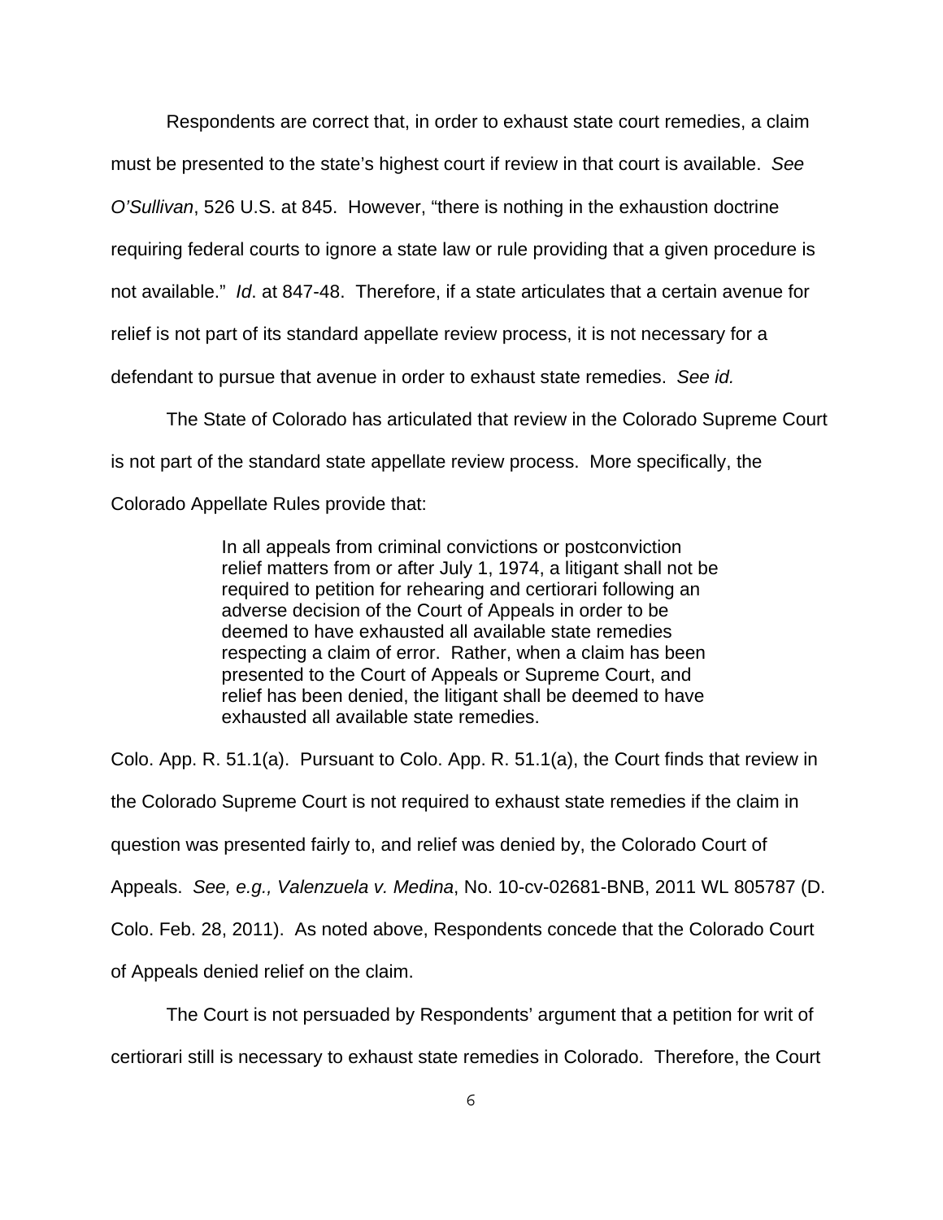Respondents are correct that, in order to exhaust state court remedies, a claim must be presented to the state's highest court if review in that court is available. *See O'Sullivan*, 526 U.S. at 845. However, "there is nothing in the exhaustion doctrine requiring federal courts to ignore a state law or rule providing that a given procedure is not available." *Id*. at 847-48. Therefore, if a state articulates that a certain avenue for relief is not part of its standard appellate review process, it is not necessary for a defendant to pursue that avenue in order to exhaust state remedies. *See id.*

The State of Colorado has articulated that review in the Colorado Supreme Court is not part of the standard state appellate review process. More specifically, the Colorado Appellate Rules provide that:

> In all appeals from criminal convictions or postconviction relief matters from or after July 1, 1974, a litigant shall not be required to petition for rehearing and certiorari following an adverse decision of the Court of Appeals in order to be deemed to have exhausted all available state remedies respecting a claim of error. Rather, when a claim has been presented to the Court of Appeals or Supreme Court, and relief has been denied, the litigant shall be deemed to have exhausted all available state remedies.

Colo. App. R. 51.1(a). Pursuant to Colo. App. R. 51.1(a), the Court finds that review in the Colorado Supreme Court is not required to exhaust state remedies if the claim in question was presented fairly to, and relief was denied by, the Colorado Court of Appeals. *See, e.g., Valenzuela v. Medina*, No. 10-cv-02681-BNB, 2011 WL 805787 (D. Colo. Feb. 28, 2011). As noted above, Respondents concede that the Colorado Court of Appeals denied relief on the claim.

The Court is not persuaded by Respondents' argument that a petition for writ of certiorari still is necessary to exhaust state remedies in Colorado. Therefore, the Court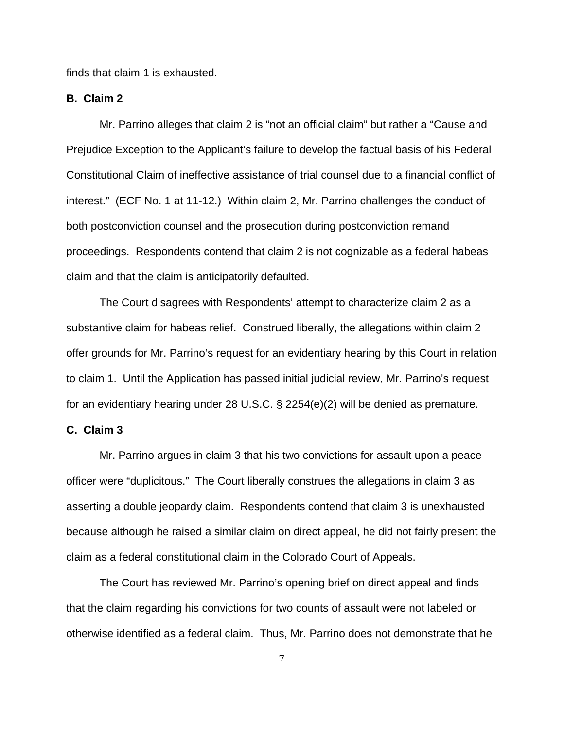finds that claim 1 is exhausted.

**B. Claim 2**

Mr. Parrino alleges that claim 2 is "not an official claim" but rather a "Cause and Prejudice Exception to the Applicant's failure to develop the factual basis of his Federal Constitutional Claim of ineffective assistance of trial counsel due to a financial conflict of interest." (ECF No. 1 at 11-12.) Within claim 2, Mr. Parrino challenges the conduct of both postconviction counsel and the prosecution during postconviction remand proceedings. Respondents contend that claim 2 is not cognizable as a federal habeas claim and that the claim is anticipatorily defaulted.

The Court disagrees with Respondents' attempt to characterize claim 2 as a substantive claim for habeas relief. Construed liberally, the allegations within claim 2 offer grounds for Mr. Parrino's request for an evidentiary hearing by this Court in relation to claim 1. Until the Application has passed initial judicial review, Mr. Parrino's request for an evidentiary hearing under 28 U.S.C. § 2254(e)(2) will be denied as premature.

**C. Claim 3**

Mr. Parrino argues in claim 3 that his two convictions for assault upon a peace officer were "duplicitous." The Court liberally construes the allegations in claim 3 as asserting a double jeopardy claim. Respondents contend that claim 3 is unexhausted because although he raised a similar claim on direct appeal, he did not fairly present the claim as a federal constitutional claim in the Colorado Court of Appeals.

The Court has reviewed Mr. Parrino's opening brief on direct appeal and finds that the claim regarding his convictions for two counts of assault were not labeled or otherwise identified as a federal claim. Thus, Mr. Parrino does not demonstrate that he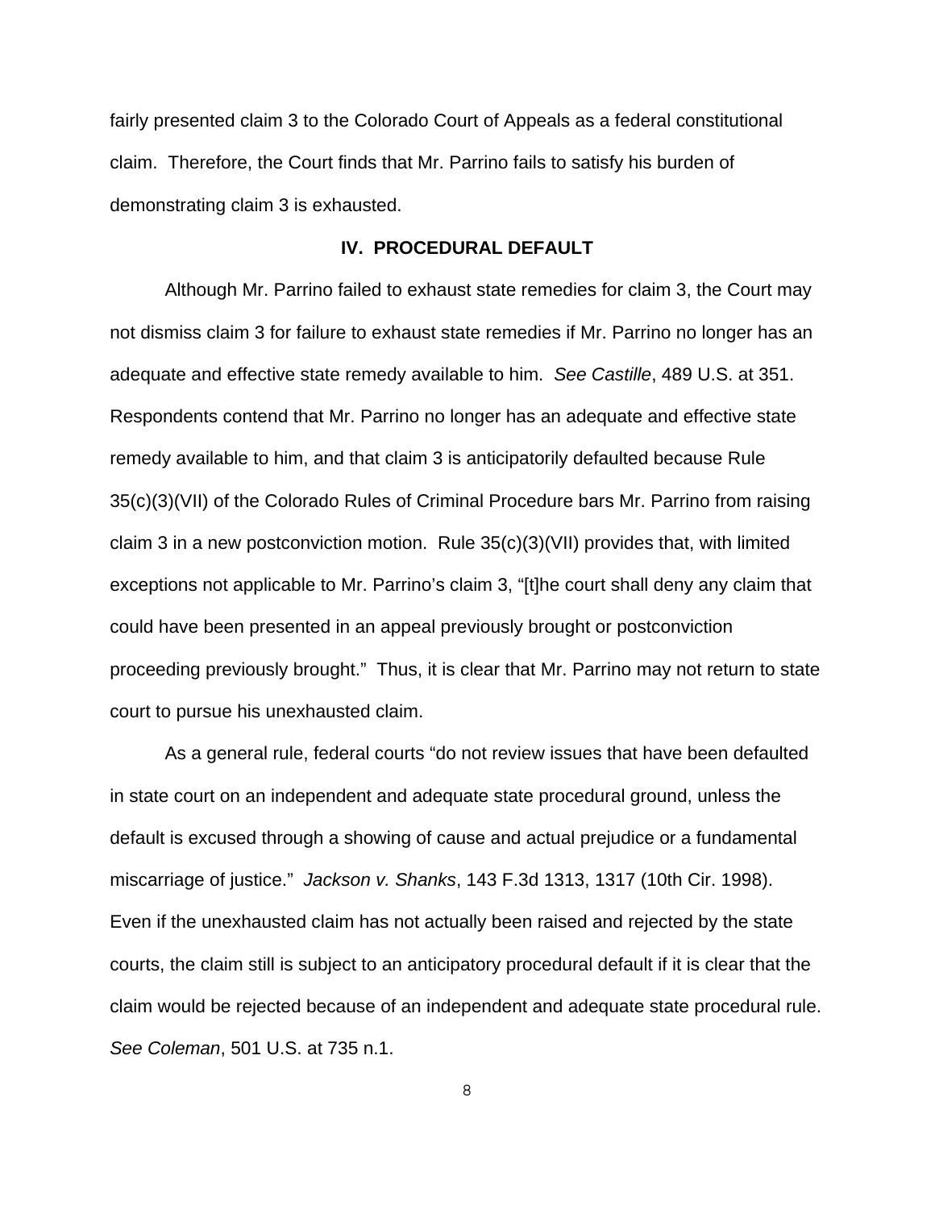fairly presented claim 3 to the Colorado Court of Appeals as a federal constitutional claim. Therefore, the Court finds that Mr. Parrino fails to satisfy his burden of demonstrating claim 3 is exhausted.

## IV. PROCEDURAL DEFAULT

Although Mr. Parrino failed to exhaust state remedies for claim 3, the Court may not dismiss claim 3 for failure to exhaust state remedies if Mr. Parrino no longer has an adequate and effective state remedy available to him. *See Castille*, 489 U.S. at 351. Respondents contend that Mr. Parrino no longer has an adequate and effective state remedy available to him, and that claim 3 is anticipatorily defaulted because Rule 35(c)(3)(VII) of the Colorado Rules of Criminal Procedure bars Mr. Parrino from raising claim 3 in a new postconviction motion. Rule 35(c)(3)(VII) provides that, with limited exceptions not applicable to Mr. Parrino's claim 3, "[t]he court shall deny any claim that could have been presented in an appeal previously brought or postconviction proceeding previously brought." Thus, it is clear that Mr. Parrino may not return to state court to pursue his unexhausted claim.

As a general rule, federal courts "do not review issues that have been defaulted in state court on an independent and adequate state procedural ground, unless the default is excused through a showing of cause and actual prejudice or a fundamental miscarriage of justice." *Jackson v. Shanks*, 143 F.3d 1313, 1317 (10th Cir. 1998). Even if the unexhausted claim has not actually been raised and rejected by the state courts, the claim still is subject to an anticipatory procedural default if it is clear that the claim would be rejected because of an independent and adequate state procedural rule. *See Coleman*, 501 U.S. at 735 n.1.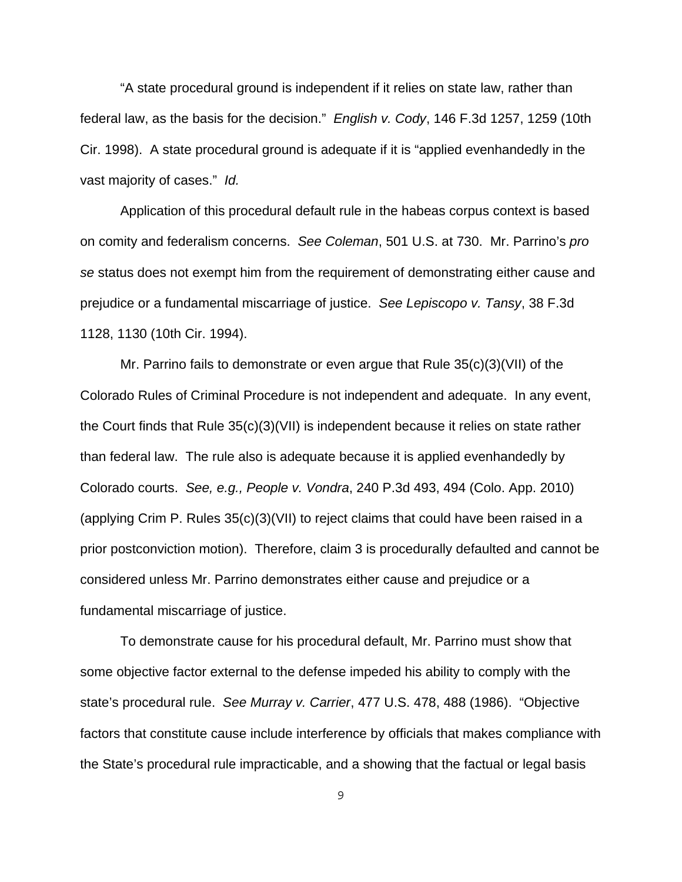"A state procedural ground is independent if it relies on state law, rather than federal law, as the basis for the decision." *English v. Cody*, 146 F.3d 1257, 1259 (10th Cir. 1998). A state procedural ground is adequate if it is "applied evenhandedly in the vast majority of cases." *Id.*

Application of this procedural default rule in the habeas corpus context is based on comity and federalism concerns. *See Coleman*, 501 U.S. at 730. Mr. Parrino's *pro se* status does not exempt him from the requirement of demonstrating either cause and prejudice or a fundamental miscarriage of justice. *See Lepiscopo v. Tansy*, 38 F.3d 1128, 1130 (10th Cir. 1994).

Mr. Parrino fails to demonstrate or even argue that Rule 35(c)(3)(VII) of the Colorado Rules of Criminal Procedure is not independent and adequate. In any event, the Court finds that Rule 35(c)(3)(VII) is independent because it relies on state rather than federal law. The rule also is adequate because it is applied evenhandedly by Colorado courts. *See, e.g., People v. Vondra*, 240 P.3d 493, 494 (Colo. App. 2010) (applying Crim P. Rules 35(c)(3)(VII) to reject claims that could have been raised in a prior postconviction motion). Therefore, claim 3 is procedurally defaulted and cannot be considered unless Mr. Parrino demonstrates either cause and prejudice or a fundamental miscarriage of justice.

To demonstrate cause for his procedural default, Mr. Parrino must show that some objective factor external to the defense impeded his ability to comply with the state's procedural rule. *See Murray v. Carrier*, 477 U.S. 478, 488 (1986). "Objective factors that constitute cause include interference by officials that makes compliance with the State's procedural rule impracticable, and a showing that the factual or legal basis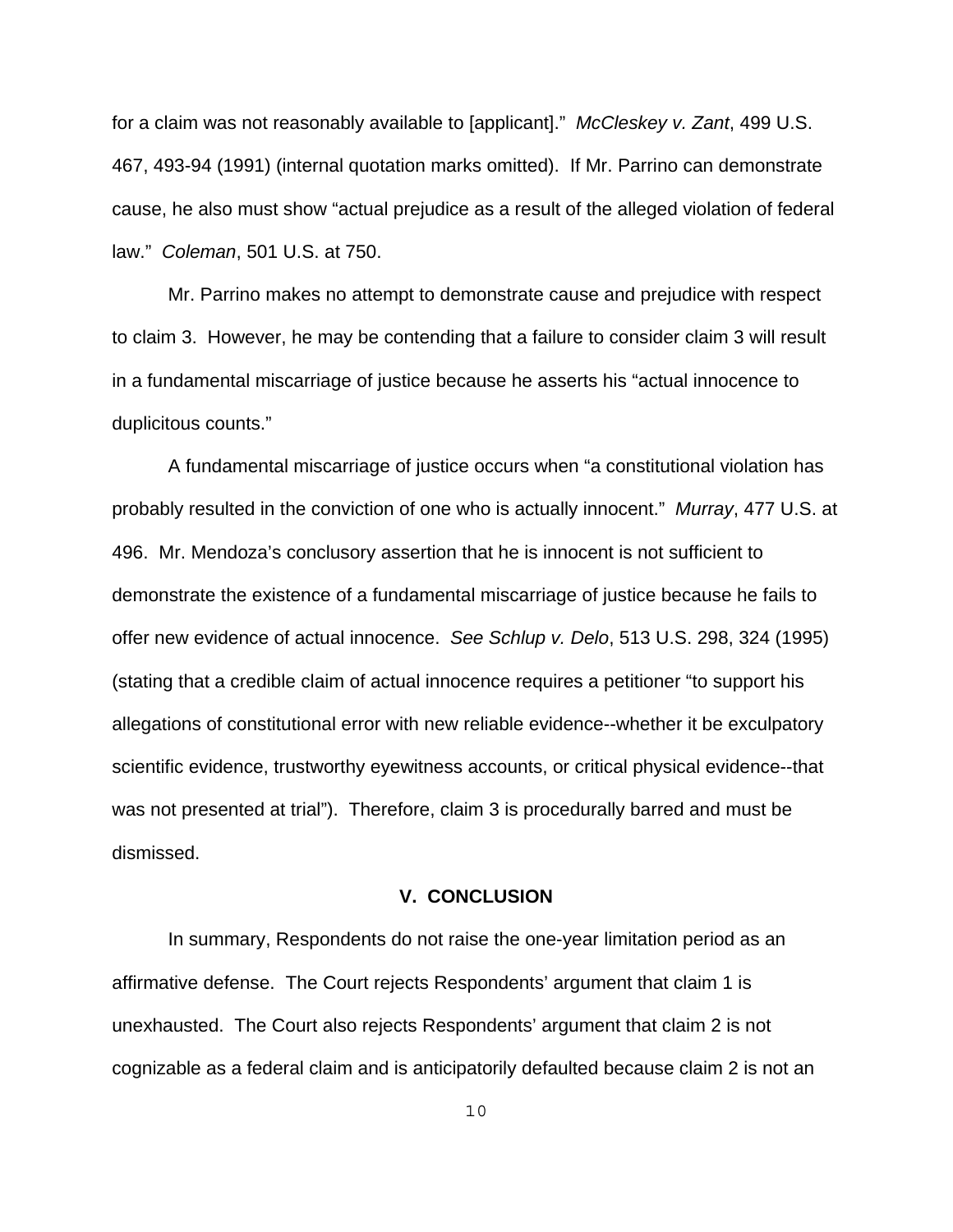for a claim was not reasonably available to [applicant]." *McCleskey v. Zant*, 499 U.S. 467, 493-94 (1991) (internal quotation marks omitted). If Mr. Parrino can demonstrate cause, he also must show "actual prejudice as a result of the alleged violation of federal law." *Coleman*, 501 U.S. at 750.

Mr. Parrino makes no attempt to demonstrate cause and prejudice with respect to claim 3. However, he may be contending that a failure to consider claim 3 will result in a fundamental miscarriage of justice because he asserts his "actual innocence to duplicitous counts."

A fundamental miscarriage of justice occurs when "a constitutional violation has probably resulted in the conviction of one who is actually innocent." *Murray*, 477 U.S. at 496. Mr. Mendoza's conclusory assertion that he is innocent is not sufficient to demonstrate the existence of a fundamental miscarriage of justice because he fails to offer new evidence of actual innocence. *See Schlup v. Delo*, 513 U.S. 298, 324 (1995) (stating that a credible claim of actual innocence requires a petitioner "to support his allegations of constitutional error with new reliable evidence--whether it be exculpatory scientific evidence, trustworthy eyewitness accounts, or critical physical evidence--that was not presented at trial"). Therefore, claim 3 is procedurally barred and must be dismissed.

## V. CONCLUSION

In summary, Respondents do not raise the one-year limitation period as an affirmative defense. The Court rejects Respondents' argument that claim 1 is unexhausted. The Court also rejects Respondents' argument that claim 2 is not cognizable as a federal claim and is anticipatorily defaulted because claim 2 is not an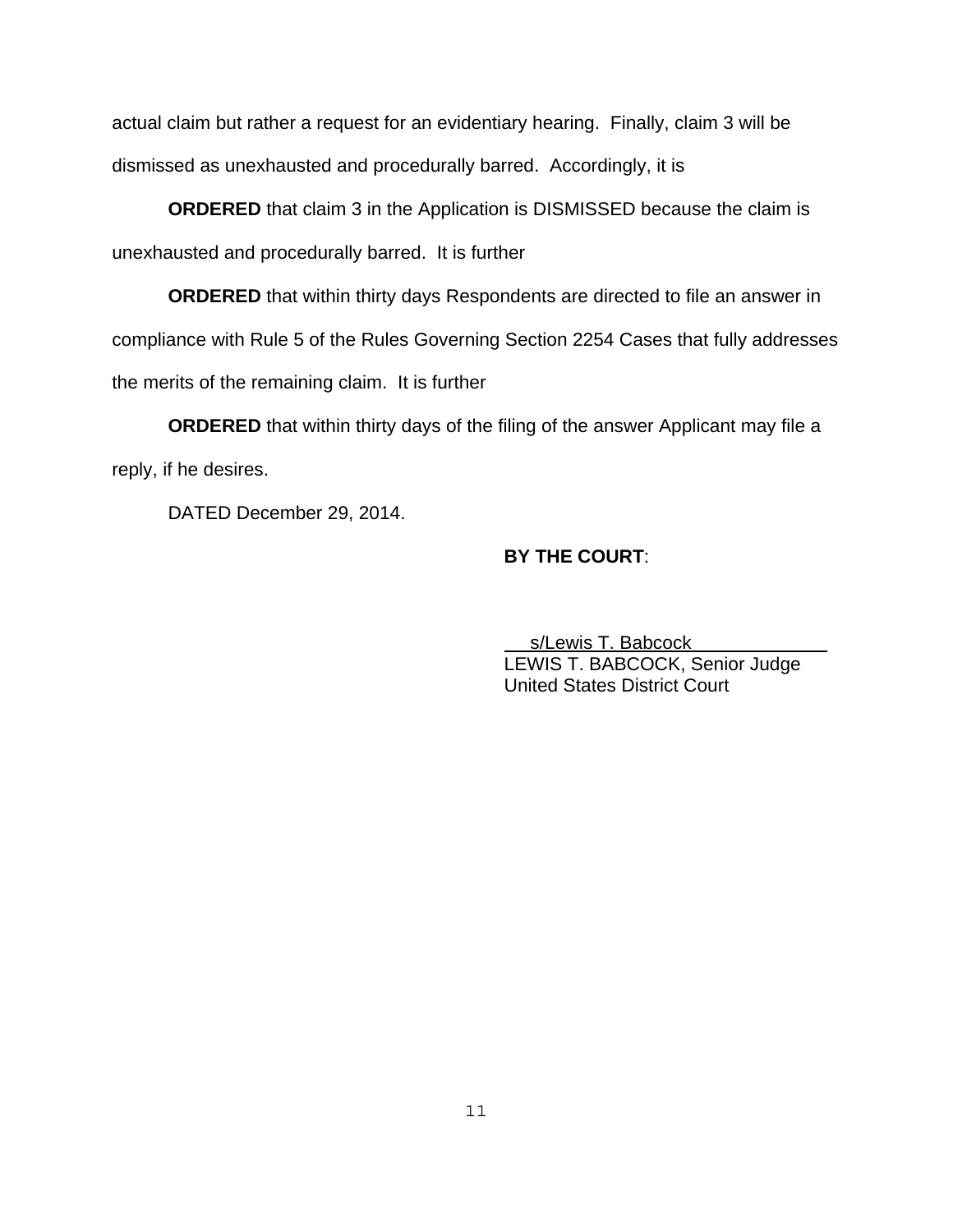actual claim but rather a request for an evidentiary hearing. Finally, claim 3 will be dismissed as unexhausted and procedurally barred. Accordingly, it is

**ORDERED** that claim 3 in the Application is DISMISSED because the claim is unexhausted and procedurally barred. It is further

**ORDERED** that within thirty days Respondents are directed to file an answer in compliance with Rule 5 of the Rules Governing Section 2254 Cases that fully addresses the merits of the remaining claim. It is further

**ORDERED** that within thirty days of the filing of the answer Applicant may file a reply, if he desires.

DATED December 29, 2014.

**BY THE COURT**:

s/Lewis T. Babcock
LEWIS T. BABCOCK, Senior Judge
United States District Court